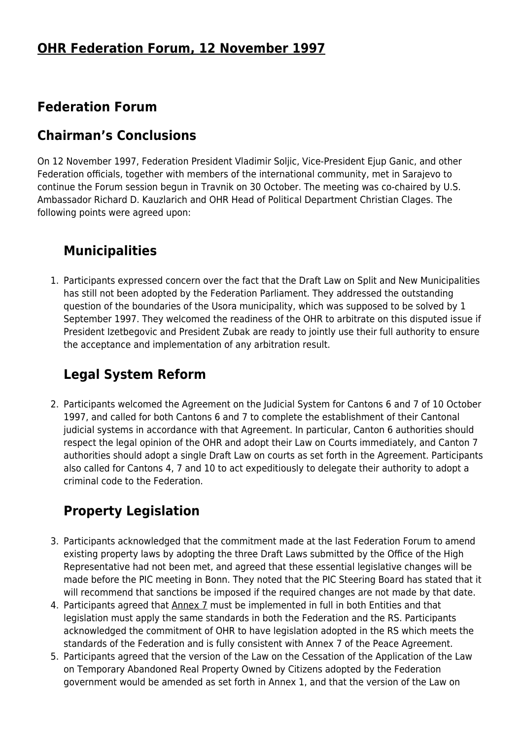# OHR Federation Forum, 12 November 1997

## Federation Forum

## Chairman's Conclusions

On 12 November 1997, Federation President Vladimir Soljic, Vice-President Ejup Ganic, and other Federation officials, together with members of the international community, met in Sarajevo to continue the Forum session begun in Travnik on 30 October. The meeting was co-chaired by U.S. Ambassador Richard D. Kauzlarich and OHR Head of Political Department Christian Clages. The following points were agreed upon:

### Municipalities

1. Participants expressed concern over the fact that the Draft Law on Split and New Municipalities has still not been adopted by the Federation Parliament. They addressed the outstanding question of the boundaries of the Usora municipality, which was supposed to be solved by 1 September 1997. They welcomed the readiness of the OHR to arbitrate on this disputed issue if President Izetbegovic and President Zubak are ready to jointly use their full authority to ensure the acceptance and implementation of any arbitration result.

### Legal System Reform

2. Participants welcomed the Agreement on the Judicial System for Cantons 6 and 7 of 10 October 1997, and called for both Cantons 6 and 7 to complete the establishment of their Cantonal judicial systems in accordance with that Agreement. In particular, Canton 6 authorities should respect the legal opinion of the OHR and adopt their Law on Courts immediately, and Canton 7 authorities should adopt a single Draft Law on courts as set forth in the Agreement. Participants also called for Cantons 4, 7 and 10 to act expeditiously to delegate their authority to adopt a criminal code to the Federation.

### Property Legislation

3. Participants acknowledged that the commitment made at the last Federation Forum to amend existing property laws by adopting the three Draft Laws submitted by the Office of the High Representative had not been met, and agreed that these essential legislative changes will be made before the PIC meeting in Bonn. They noted that the PIC Steering Board has stated that it will recommend that sanctions be imposed if the required changes are not made by that date.
4. Participants agreed that Annex 7 must be implemented in full in both Entities and that legislation must apply the same standards in both the Federation and the RS. Participants acknowledged the commitment of OHR to have legislation adopted in the RS which meets the standards of the Federation and is fully consistent with Annex 7 of the Peace Agreement.
5. Participants agreed that the version of the Law on the Cessation of the Application of the Law on Temporary Abandoned Real Property Owned by Citizens adopted by the Federation government would be amended as set forth in Annex 1, and that the version of the Law on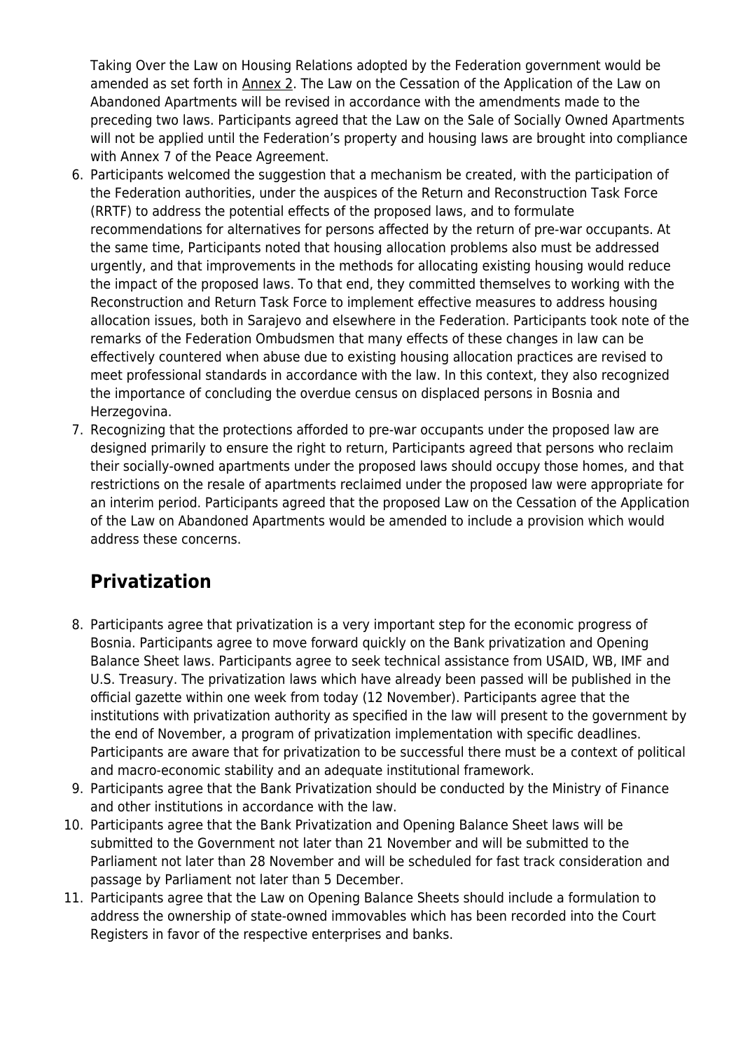Taking Over the Law on Housing Relations adopted by the Federation government would be amended as set forth in Annex 2. The Law on the Cessation of the Application of the Law on Abandoned Apartments will be revised in accordance with the amendments made to the preceding two laws. Participants agreed that the Law on the Sale of Socially Owned Apartments will not be applied until the Federation's property and housing laws are brought into compliance with Annex 7 of the Peace Agreement.

6. Participants welcomed the suggestion that a mechanism be created, with the participation of the Federation authorities, under the auspices of the Return and Reconstruction Task Force (RRTF) to address the potential effects of the proposed laws, and to formulate recommendations for alternatives for persons affected by the return of pre-war occupants. At the same time, Participants noted that housing allocation problems also must be addressed urgently, and that improvements in the methods for allocating existing housing would reduce the impact of the proposed laws. To that end, they committed themselves to working with the Reconstruction and Return Task Force to implement effective measures to address housing allocation issues, both in Sarajevo and elsewhere in the Federation. Participants took note of the remarks of the Federation Ombudsmen that many effects of these changes in law can be effectively countered when abuse due to existing housing allocation practices are revised to meet professional standards in accordance with the law. In this context, they also recognized the importance of concluding the overdue census on displaced persons in Bosnia and Herzegovina.
7. Recognizing that the protections afforded to pre-war occupants under the proposed law are designed primarily to ensure the right to return, Participants agreed that persons who reclaim their socially-owned apartments under the proposed laws should occupy those homes, and that restrictions on the resale of apartments reclaimed under the proposed law were appropriate for an interim period. Participants agreed that the proposed Law on the Cessation of the Application of the Law on Abandoned Apartments would be amended to include a provision which would address these concerns.

## Privatization

8. Participants agree that privatization is a very important step for the economic progress of Bosnia. Participants agree to move forward quickly on the Bank privatization and Opening Balance Sheet laws. Participants agree to seek technical assistance from USAID, WB, IMF and U.S. Treasury. The privatization laws which have already been passed will be published in the official gazette within one week from today (12 November). Participants agree that the institutions with privatization authority as specified in the law will present to the government by the end of November, a program of privatization implementation with specific deadlines. Participants are aware that for privatization to be successful there must be a context of political and macro-economic stability and an adequate institutional framework.
9. Participants agree that the Bank Privatization should be conducted by the Ministry of Finance and other institutions in accordance with the law.
10. Participants agree that the Bank Privatization and Opening Balance Sheet laws will be submitted to the Government not later than 21 November and will be submitted to the Parliament not later than 28 November and will be scheduled for fast track consideration and passage by Parliament not later than 5 December.
11. Participants agree that the Law on Opening Balance Sheets should include a formulation to address the ownership of state-owned immovables which has been recorded into the Court Registers in favor of the respective enterprises and banks.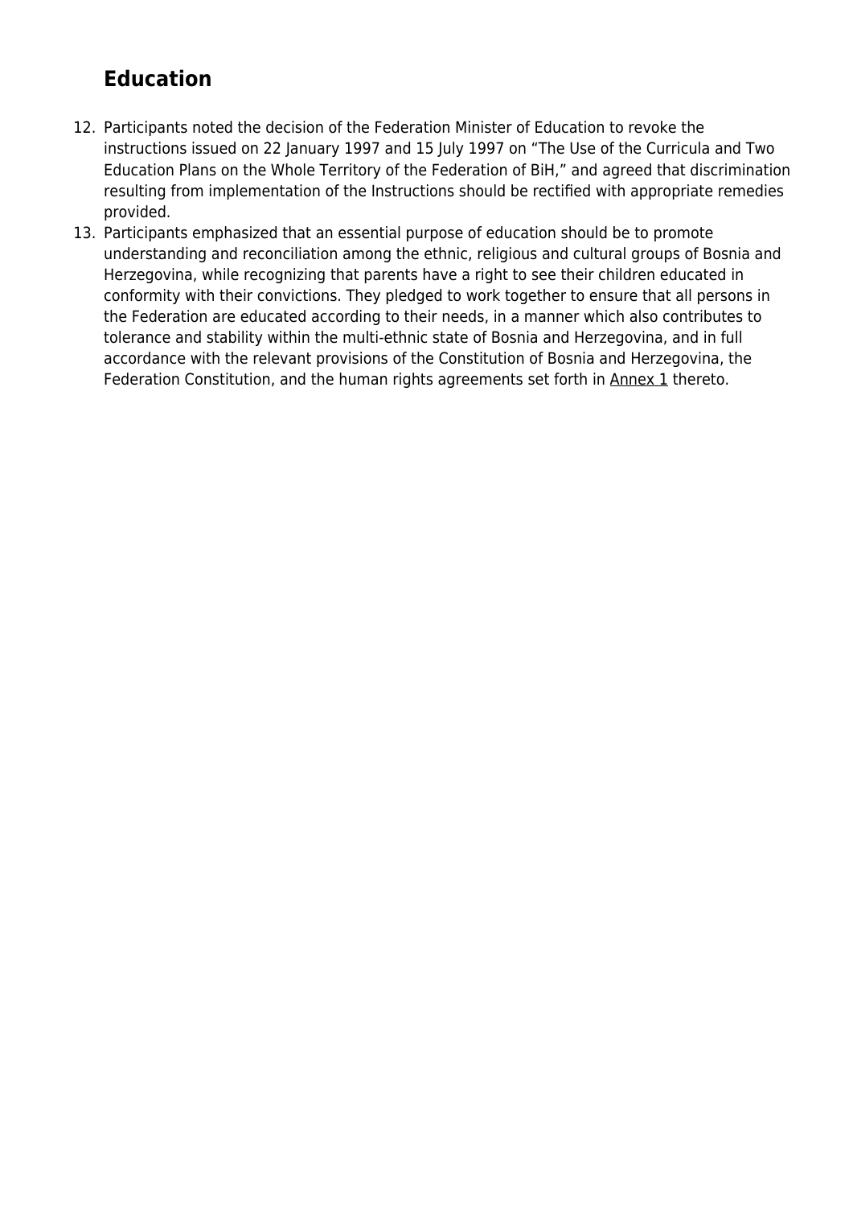## Education

12. Participants noted the decision of the Federation Minister of Education to revoke the instructions issued on 22 January 1997 and 15 July 1997 on "The Use of the Curricula and Two Education Plans on the Whole Territory of the Federation of BiH," and agreed that discrimination resulting from implementation of the Instructions should be rectified with appropriate remedies provided.
13. Participants emphasized that an essential purpose of education should be to promote understanding and reconciliation among the ethnic, religious and cultural groups of Bosnia and Herzegovina, while recognizing that parents have a right to see their children educated in conformity with their convictions. They pledged to work together to ensure that all persons in the Federation are educated according to their needs, in a manner which also contributes to tolerance and stability within the multi-ethnic state of Bosnia and Herzegovina, and in full accordance with the relevant provisions of the Constitution of Bosnia and Herzegovina, the Federation Constitution, and the human rights agreements set forth in Annex 1 thereto.